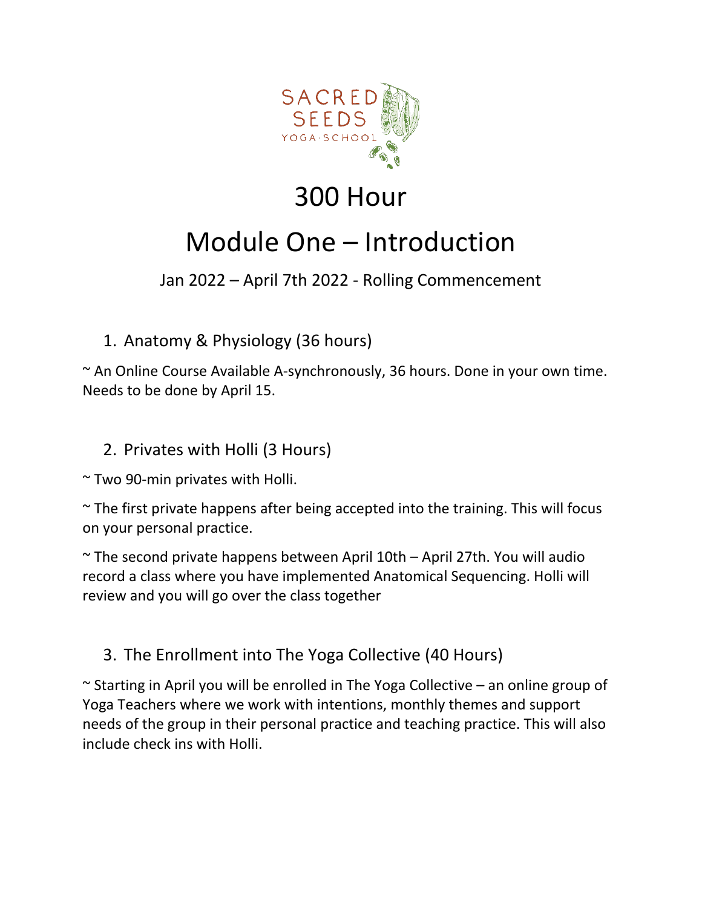SACRED SEEDS YOGA·SCHOOL

# 300 Hour

# Module One – Introduction

Jan 2022 – April 7th 2022 - Rolling Commencement

1. Anatomy & Physiology (36 hours)

~ An Online Course Available A-synchronously, 36 hours. Done in your own time. Needs to be done by April 15.

2. Privates with Holli (3 Hours)

~ Two 90-min privates with Holli.

~ The first private happens after being accepted into the training. This will focus on your personal practice.

~ The second private happens between April 10th – April 27th. You will audio record a class where you have implemented Anatomical Sequencing. Holli will review and you will go over the class together

3. The Enrollment into The Yoga Collective (40 Hours)

~ Starting in April you will be enrolled in The Yoga Collective – an online group of Yoga Teachers where we work with intentions, monthly themes and support needs of the group in their personal practice and teaching practice. This will also include check ins with Holli.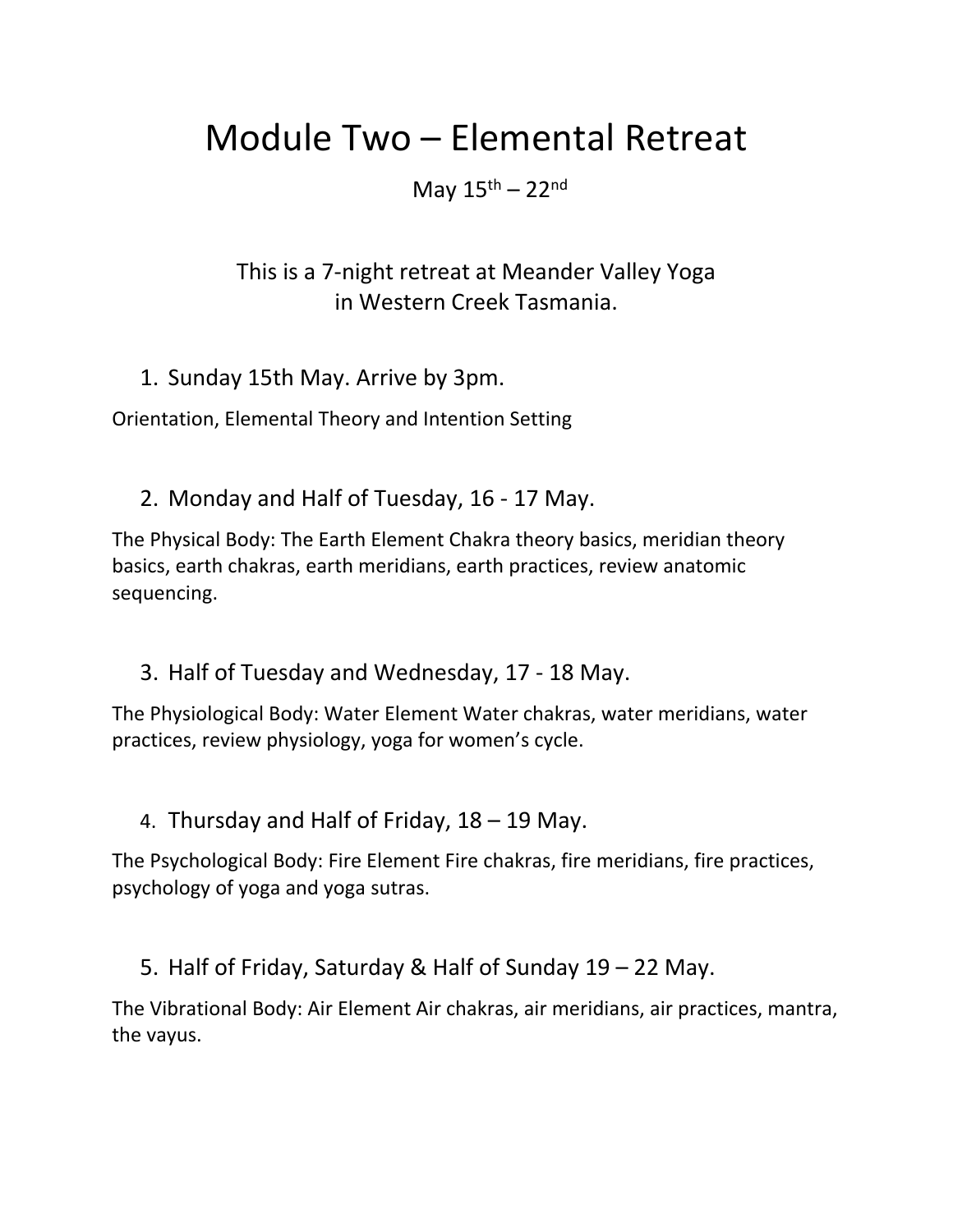# Module Two – Elemental Retreat

May 15th – 22nd

This is a 7-night retreat at Meander Valley Yoga in Western Creek Tasmania.

1. Sunday 15th May. Arrive by 3pm.

Orientation, Elemental Theory and Intention Setting

2. Monday and Half of Tuesday, 16 - 17 May.

The Physical Body: The Earth Element Chakra theory basics, meridian theory basics, earth chakras, earth meridians, earth practices, review anatomic sequencing.

3. Half of Tuesday and Wednesday, 17 - 18 May.

The Physiological Body: Water Element Water chakras, water meridians, water practices, review physiology, yoga for women's cycle.

4. Thursday and Half of Friday, 18 – 19 May.

The Psychological Body: Fire Element Fire chakras, fire meridians, fire practices, psychology of yoga and yoga sutras.

5. Half of Friday, Saturday & Half of Sunday 19 – 22 May.

The Vibrational Body: Air Element Air chakras, air meridians, air practices, mantra, the vayus.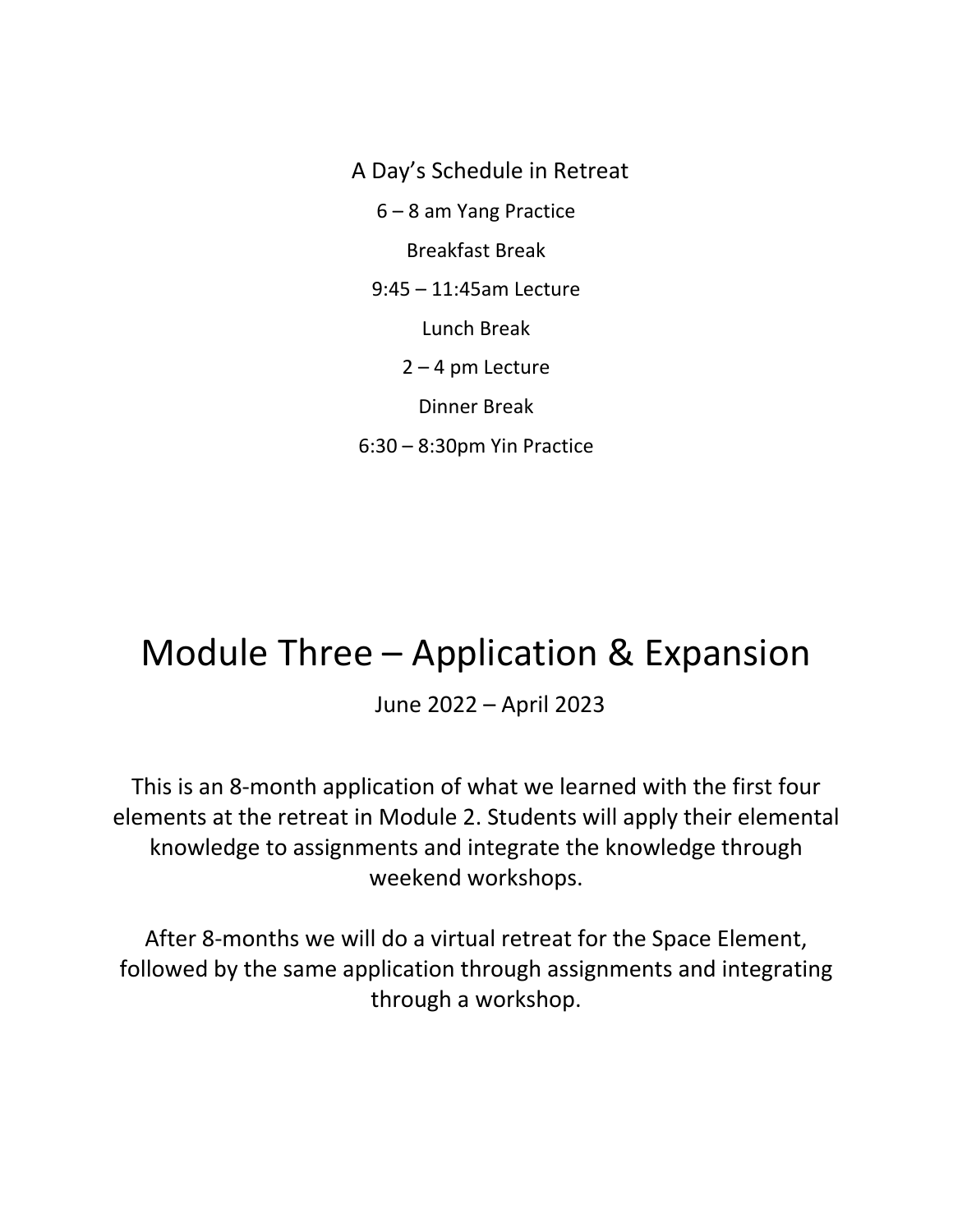A Day's Schedule in Retreat

6 – 8 am Yang Practice

Breakfast Break

9:45 – 11:45am Lecture

Lunch Break

2 – 4 pm Lecture

Dinner Break

6:30 – 8:30pm Yin Practice

# Module Three – Application & Expansion

June 2022 – April 2023

This is an 8-month application of what we learned with the first four elements at the retreat in Module 2. Students will apply their elemental knowledge to assignments and integrate the knowledge through weekend workshops.

After 8-months we will do a virtual retreat for the Space Element, followed by the same application through assignments and integrating through a workshop.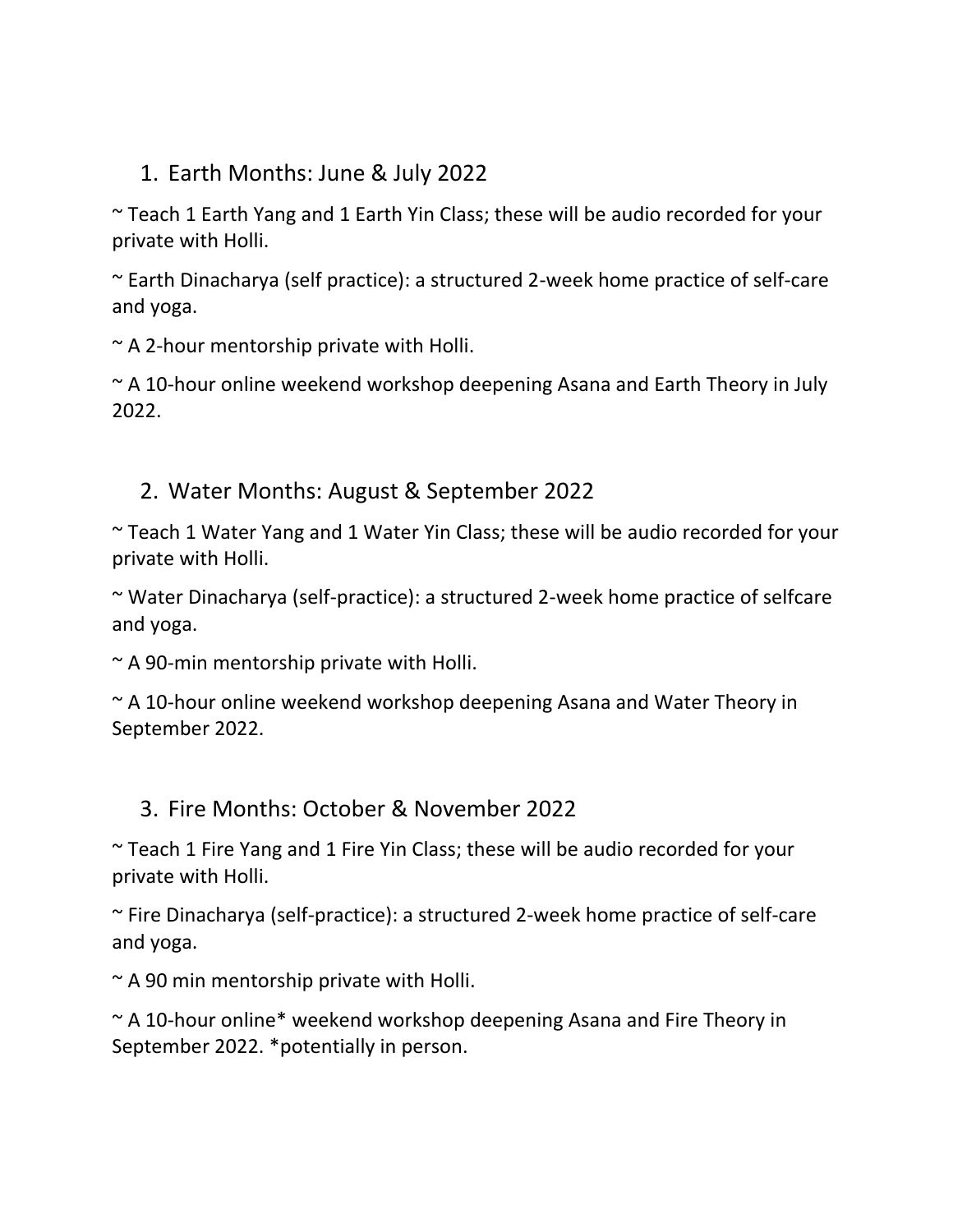1. Earth Months: June & July 2022

~ Teach 1 Earth Yang and 1 Earth Yin Class; these will be audio recorded for your private with Holli.

~ Earth Dinacharya (self practice): a structured 2-week home practice of self-care and yoga.

~ A 2-hour mentorship private with Holli.

~ A 10-hour online weekend workshop deepening Asana and Earth Theory in July 2022.

2. Water Months: August & September 2022

~ Teach 1 Water Yang and 1 Water Yin Class; these will be audio recorded for your private with Holli.

~ Water Dinacharya (self-practice): a structured 2-week home practice of selfcare and yoga.

~ A 90-min mentorship private with Holli.

~ A 10-hour online weekend workshop deepening Asana and Water Theory in September 2022.

3. Fire Months: October & November 2022

~ Teach 1 Fire Yang and 1 Fire Yin Class; these will be audio recorded for your private with Holli.

~ Fire Dinacharya (self-practice): a structured 2-week home practice of self-care and yoga.

~ A 90 min mentorship private with Holli.

~ A 10-hour online* weekend workshop deepening Asana and Fire Theory in September 2022. *potentially in person.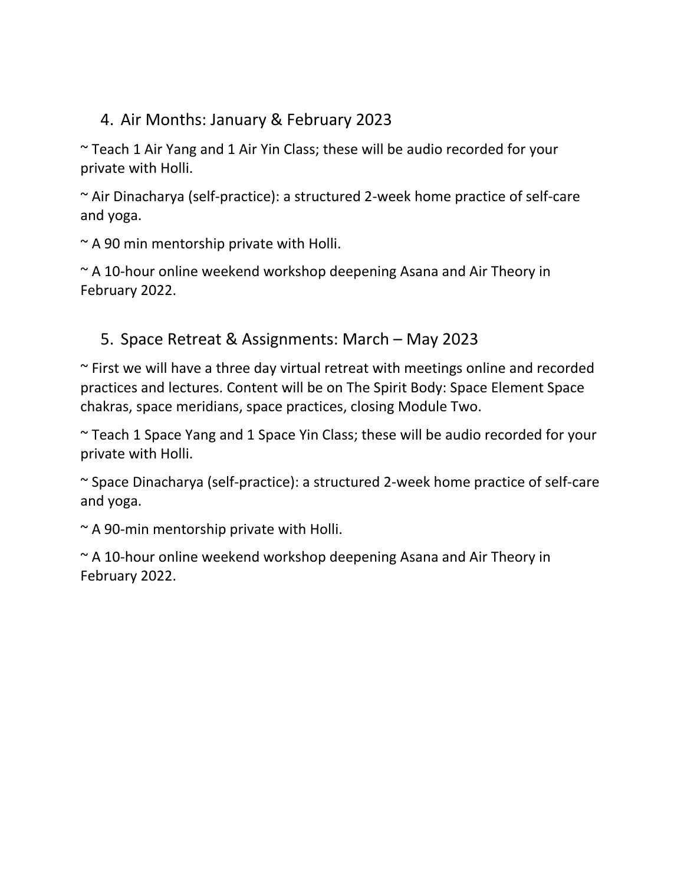4. Air Months: January & February 2023

~ Teach 1 Air Yang and 1 Air Yin Class; these will be audio recorded for your private with Holli.

~ Air Dinacharya (self-practice): a structured 2-week home practice of self-care and yoga.

~ A 90 min mentorship private with Holli.

~ A 10-hour online weekend workshop deepening Asana and Air Theory in February 2022.

5. Space Retreat & Assignments: March – May 2023

~ First we will have a three day virtual retreat with meetings online and recorded practices and lectures. Content will be on The Spirit Body: Space Element Space chakras, space meridians, space practices, closing Module Two.

~ Teach 1 Space Yang and 1 Space Yin Class; these will be audio recorded for your private with Holli.

~ Space Dinacharya (self-practice): a structured 2-week home practice of self-care and yoga.

~ A 90-min mentorship private with Holli.

~ A 10-hour online weekend workshop deepening Asana and Air Theory in February 2022.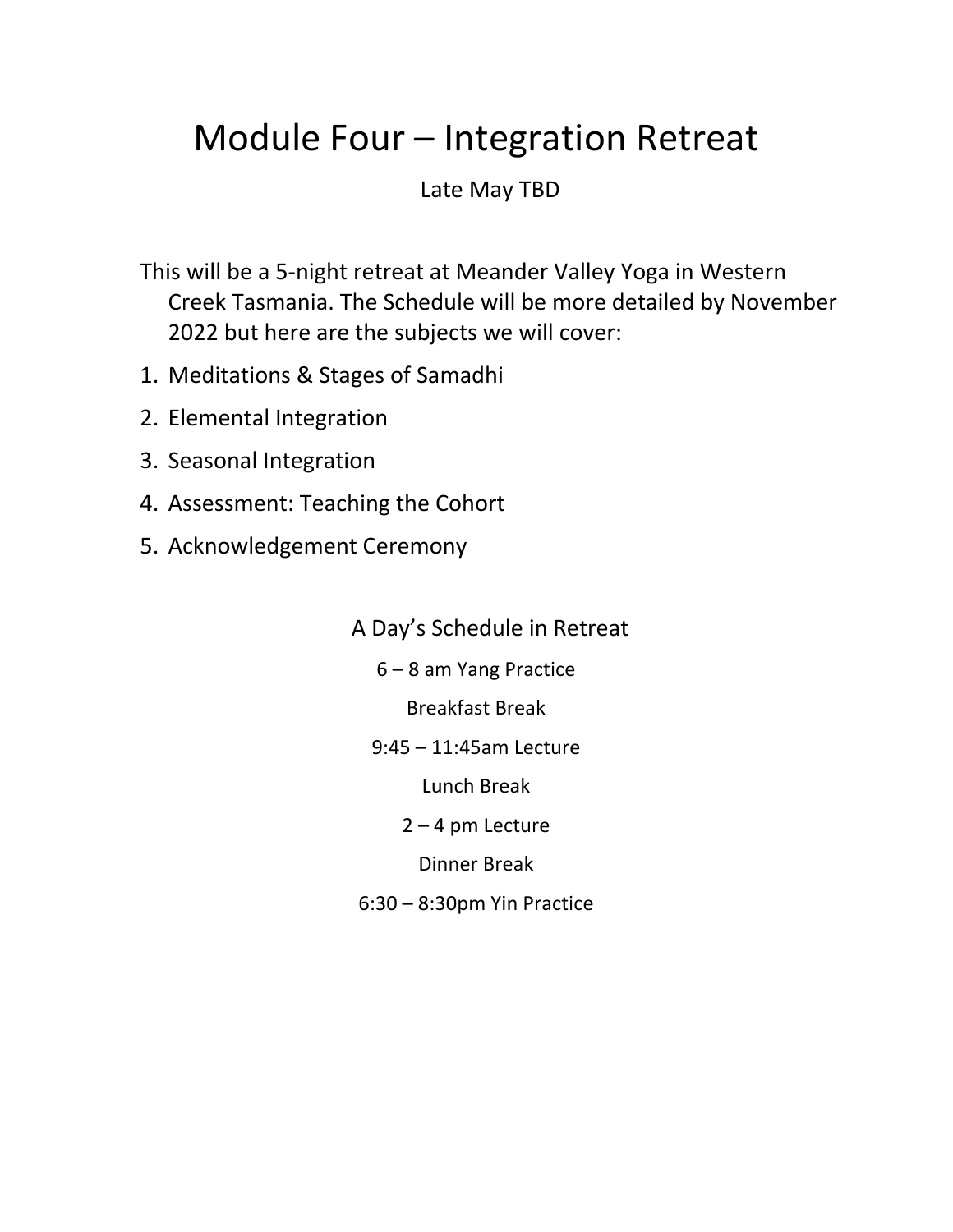# Module Four – Integration Retreat

Late May TBD

This will be a 5-night retreat at Meander Valley Yoga in Western Creek Tasmania. The Schedule will be more detailed by November 2022 but here are the subjects we will cover:

1. Meditations & Stages of Samadhi
2. Elemental Integration
3. Seasonal Integration
4. Assessment: Teaching the Cohort
5. Acknowledgement Ceremony

## A Day's Schedule in Retreat

6 – 8 am Yang Practice

Breakfast Break

9:45 – 11:45am Lecture

Lunch Break

2 – 4 pm Lecture

Dinner Break

6:30 – 8:30pm Yin Practice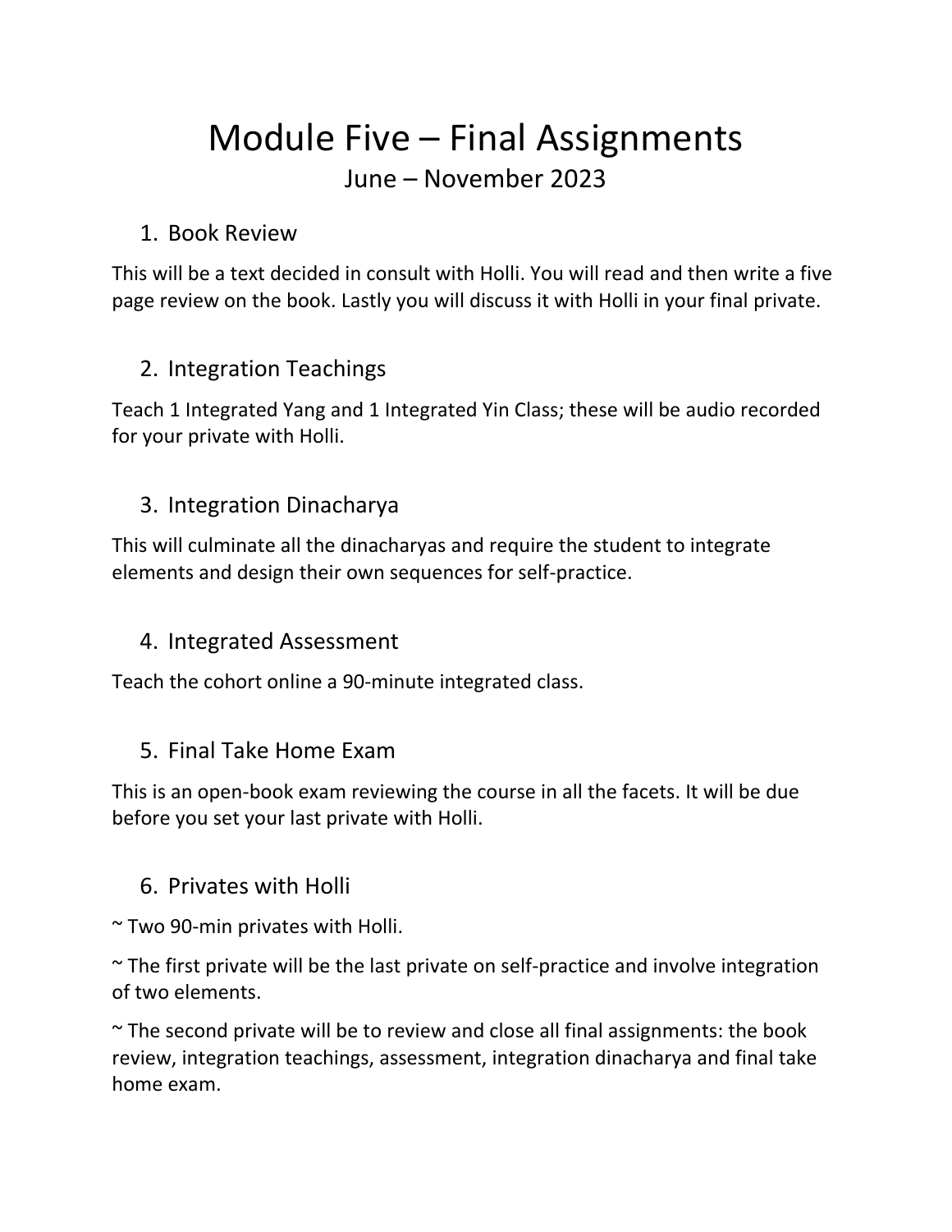# Module Five – Final Assignments

June – November 2023

1. Book Review

This will be a text decided in consult with Holli. You will read and then write a five page review on the book. Lastly you will discuss it with Holli in your final private.

2. Integration Teachings

Teach 1 Integrated Yang and 1 Integrated Yin Class; these will be audio recorded for your private with Holli.

3. Integration Dinacharya

This will culminate all the dinacharyas and require the student to integrate elements and design their own sequences for self-practice.

4. Integrated Assessment

Teach the cohort online a 90-minute integrated class.

5. Final Take Home Exam

This is an open-book exam reviewing the course in all the facets. It will be due before you set your last private with Holli.

6. Privates with Holli

~ Two 90-min privates with Holli.

~ The first private will be the last private on self-practice and involve integration of two elements.

~ The second private will be to review and close all final assignments: the book review, integration teachings, assessment, integration dinacharya and final take home exam.